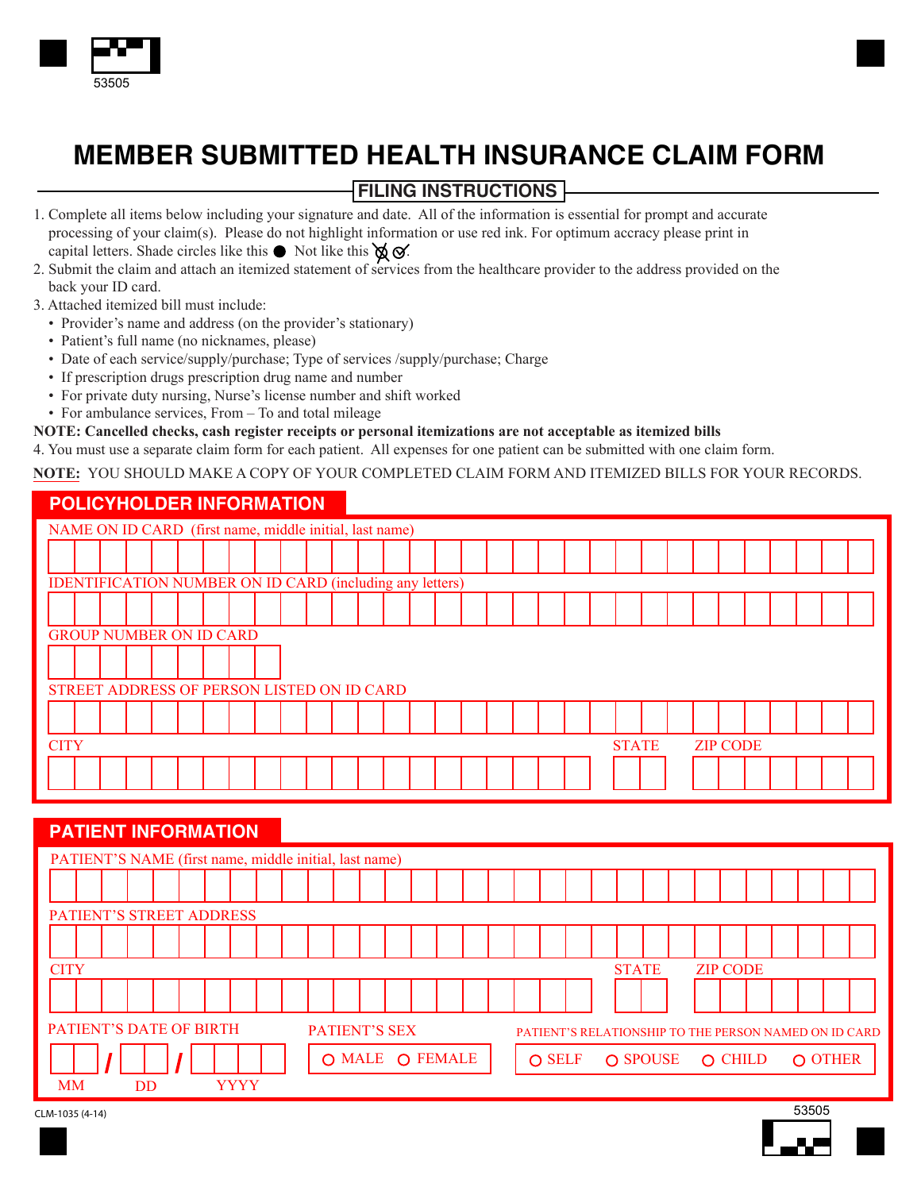# MEMBER SUBMITTED HEALTH INSURANCE CLAIM FORM

## FILING INSTRUCTIONS

1. Complete all items below including your signature and date. All of the information is essential for prompt and accurate processing of your claim(s). Please do not highlight information or use red ink. For optimum accracy please print in capital letters. Shade circles like this ● Not like this ⊗ ⊘.
2. Submit the claim and attach an itemized statement of services from the healthcare provider to the address provided on the back your ID card.
3. Attached itemized bill must include:
   - Provider's name and address (on the provider's stationary)
   - Patient's full name (no nicknames, please)
   - Date of each service/supply/purchase; Type of services /supply/purchase; Charge
   - If prescription drugs prescription drug name and number
   - For private duty nursing, Nurse's license number and shift worked
   - For ambulance services, From – To and total mileage

**NOTE: Cancelled checks, cash register receipts or personal itemizations are not acceptable as itemized bills**

4. You must use a separate claim form for each patient. All expenses for one patient can be submitted with one claim form.

**NOTE:** YOU SHOULD MAKE A COPY OF YOUR COMPLETED CLAIM FORM AND ITEMIZED BILLS FOR YOUR RECORDS.

## POLICYHOLDER INFORMATION

NAME ON ID CARD (first name, middle initial, last name)

IDENTIFICATION NUMBER ON ID CARD (including any letters)

GROUP NUMBER ON ID CARD

STREET ADDRESS OF PERSON LISTED ON ID CARD

CITY | STATE | ZIP CODE

## PATIENT INFORMATION

PATIENT'S NAME (first name, middle initial, last name)

PATIENT'S STREET ADDRESS

CITY | STATE | ZIP CODE

PATIENT'S DATE OF BIRTH: MM / DD / YYYY

PATIENT'S SEX: ○ MALE ○ FEMALE

PATIENT'S RELATIONSHIP TO THE PERSON NAMED ON ID CARD: ○ SELF ○ SPOUSE ○ CHILD ○ OTHER

CLM-1035 (4-14)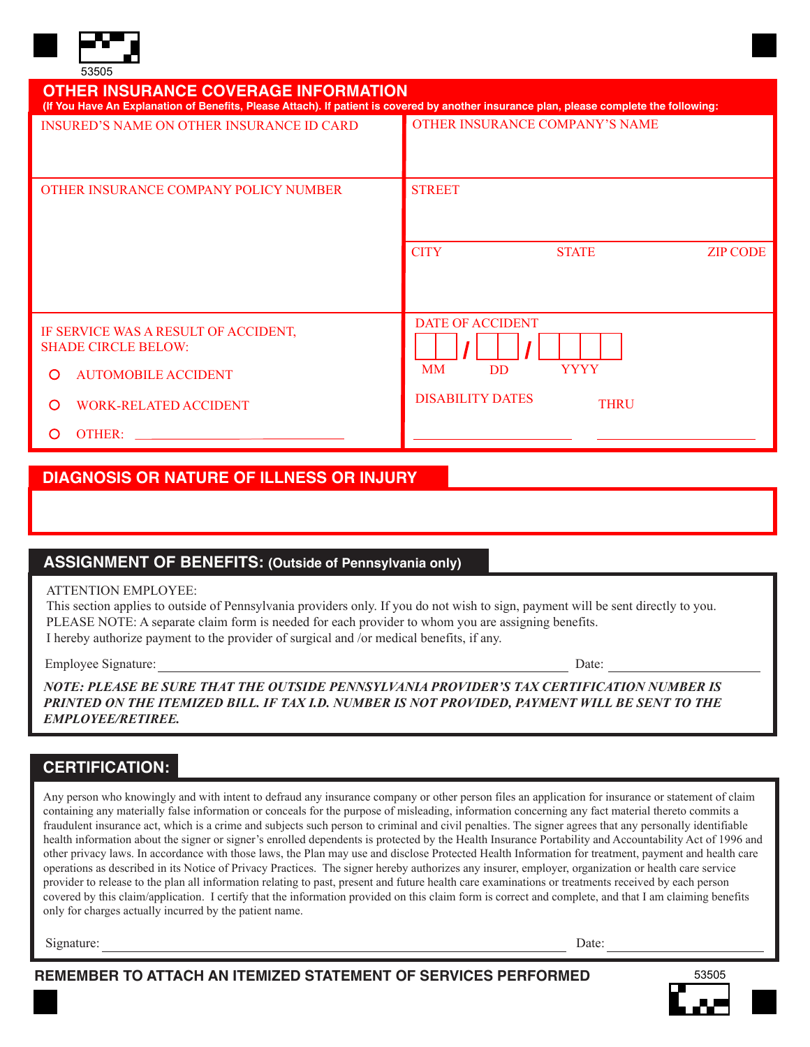## OTHER INSURANCE COVERAGE INFORMATION

**(If You Have An Explanation of Benefits, Please Attach). If patient is covered by another insurance plan, please complete the following:**

| | |
|---|---|
| INSURED'S NAME ON OTHER INSURANCE ID CARD | OTHER INSURANCE COMPANY'S NAME |
| OTHER INSURANCE COMPANY POLICY NUMBER | STREET |
| | CITY STATE ZIP CODE |
| IF SERVICE WAS A RESULT OF ACCIDENT, SHADE CIRCLE BELOW: | DATE OF ACCIDENT |
| O AUTOMOBILE ACCIDENT | ☐☐ / ☐☐ / ☐☐☐☐ MM DD YYYY |
| O WORK-RELATED ACCIDENT | DISABILITY DATES ______________ THRU ______________ |
| O OTHER: ______________________ | |

## DIAGNOSIS OR NATURE OF ILLNESS OR INJURY

## ASSIGNMENT OF BENEFITS: (Outside of Pennsylvania only)

ATTENTION EMPLOYEE:
This section applies to outside of Pennsylvania providers only. If you do not wish to sign, payment will be sent directly to you.
PLEASE NOTE: A separate claim form is needed for each provider to whom you are assigning benefits.
I hereby authorize payment to the provider of surgical and /or medical benefits, if any.

Employee Signature: ______________________________ Date: ______________

***NOTE: PLEASE BE SURE THAT THE OUTSIDE PENNSYLVANIA PROVIDER'S TAX CERTIFICATION NUMBER IS PRINTED ON THE ITEMIZED BILL. IF TAX I.D. NUMBER IS NOT PROVIDED, PAYMENT WILL BE SENT TO THE EMPLOYEE/RETIREE.***

## CERTIFICATION:

Any person who knowingly and with intent to defraud any insurance company or other person files an application for insurance or statement of claim containing any materially false information or conceals for the purpose of misleading, information concerning any fact material thereto commits a fraudulent insurance act, which is a crime and subjects such person to criminal and civil penalties. The signer agrees that any personally identifiable health information about the signer or signer's enrolled dependents is protected by the Health Insurance Portability and Accountability Act of 1996 and other privacy laws. In accordance with those laws, the Plan may use and disclose Protected Health Information for treatment, payment and health care operations as described in its Notice of Privacy Practices. The signer hereby authorizes any insurer, employer, organization or health care service provider to release to the plan all information relating to past, present and future health care examinations or treatments received by each person covered by this claim/application. I certify that the information provided on this claim form is correct and complete, and that I am claiming benefits only for charges actually incurred by the patient name.

Signature: ______________________________ Date: ______________

**REMEMBER TO ATTACH AN ITEMIZED STATEMENT OF SERVICES PERFORMED**